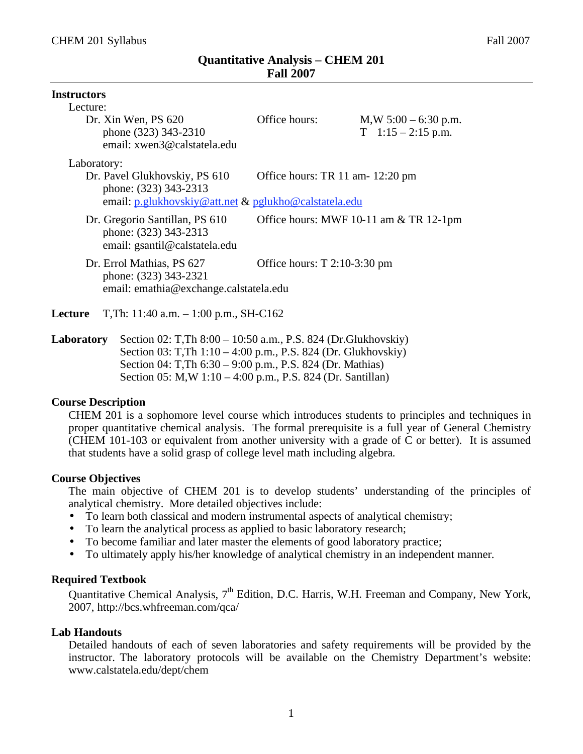# Quantitative Analysis – CHEM 201
## Fall 2007

**Instructors**

Lecture:

Dr. Xin Wen, PS 620 — Office hours: M,W 5:00 – 6:30 p.m.; T 1:15 – 2:15 p.m.
phone (323) 343-2310
email: xwen3@calstatela.edu

Laboratory:

Dr. Pavel Glukhovskiy, PS 610 — Office hours: TR 11 am- 12:20 pm
phone: (323) 343-2313
email: p.glukhovskiy@att.net & pglukho@calstatela.edu

Dr. Gregorio Santillan, PS 610 — Office hours: MWF 10-11 am & TR 12-1pm
phone: (323) 343-2313
email: gsantil@calstatela.edu

Dr. Errol Mathias, PS 627 — Office hours: T 2:10-3:30 pm
phone: (323) 343-2321
email: emathia@exchange.calstatela.edu

**Lecture** T,Th: 11:40 a.m. – 1:00 p.m., SH-C162

**Laboratory**
Section 02: T,Th 8:00 – 10:50 a.m., P.S. 824 (Dr.Glukhovskiy)
Section 03: T,Th 1:10 – 4:00 p.m., P.S. 824 (Dr. Glukhovskiy)
Section 04: T,Th 6:30 – 9:00 p.m., P.S. 824 (Dr. Mathias)
Section 05: M,W 1:10 – 4:00 p.m., P.S. 824 (Dr. Santillan)

**Course Description**

CHEM 201 is a sophomore level course which introduces students to principles and techniques in proper quantitative chemical analysis. The formal prerequisite is a full year of General Chemistry (CHEM 101-103 or equivalent from another university with a grade of C or better). It is assumed that students have a solid grasp of college level math including algebra.

**Course Objectives**

The main objective of CHEM 201 is to develop students' understanding of the principles of analytical chemistry. More detailed objectives include:

- To learn both classical and modern instrumental aspects of analytical chemistry;
- To learn the analytical process as applied to basic laboratory research;
- To become familiar and later master the elements of good laboratory practice;
- To ultimately apply his/her knowledge of analytical chemistry in an independent manner.

**Required Textbook**

Quantitative Chemical Analysis, 7th Edition, D.C. Harris, W.H. Freeman and Company, New York, 2007, http://bcs.whfreeman.com/qca/

**Lab Handouts**

Detailed handouts of each of seven laboratories and safety requirements will be provided by the instructor. The laboratory protocols will be available on the Chemistry Department's website: www.calstatela.edu/dept/chem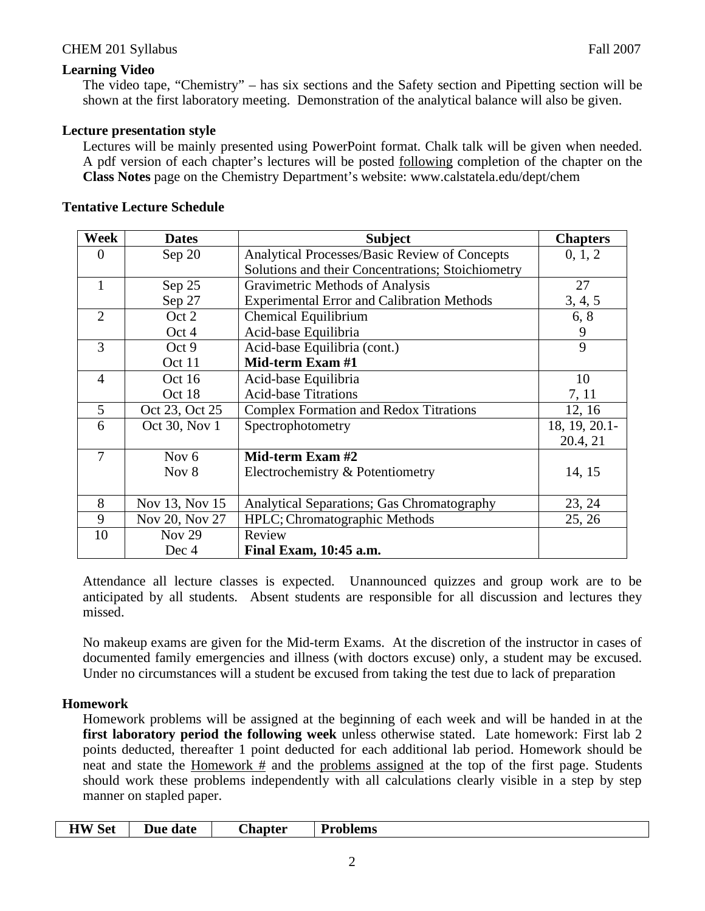### Learning Video

The video tape, "Chemistry" – has six sections and the Safety section and Pipetting section will be shown at the first laboratory meeting. Demonstration of the analytical balance will also be given.

### Lecture presentation style

Lectures will be mainly presented using PowerPoint format. Chalk talk will be given when needed. A pdf version of each chapter's lectures will be posted following completion of the chapter on the **Class Notes** page on the Chemistry Department's website: www.calstatela.edu/dept/chem

### Tentative Lecture Schedule

| Week | Dates | Subject | Chapters |
|---|---|---|---|
| 0 | Sep 20 | Analytical Processes/Basic Review of Concepts<br>Solutions and their Concentrations; Stoichiometry | 0, 1, 2 |
| 1 | Sep 25<br>Sep 27 | Gravimetric Methods of Analysis<br>Experimental Error and Calibration Methods | 27<br>3, 4, 5 |
| 2 | Oct 2<br>Oct 4 | Chemical Equilibrium<br>Acid-base Equilibria | 6, 8<br>9 |
| 3 | Oct 9<br>Oct 11 | Acid-base Equilibria (cont.)<br>**Mid-term Exam #1** | 9 |
| 4 | Oct 16<br>Oct 18 | Acid-base Equilibria<br>Acid-base Titrations | 10<br>7, 11 |
| 5 | Oct 23, Oct 25 | Complex Formation and Redox Titrations | 12, 16 |
| 6 | Oct 30, Nov 1 | Spectrophotometry | 18, 19, 20.1-20.4, 21 |
| 7 | Nov 6<br>Nov 8 | **Mid-term Exam #2**<br>Electrochemistry & Potentiometry | 14, 15 |
| 8 | Nov 13, Nov 15 | Analytical Separations; Gas Chromatography | 23, 24 |
| 9 | Nov 20, Nov 27 | HPLC; Chromatographic Methods | 25, 26 |
| 10 | Nov 29<br>Dec 4 | Review<br>**Final Exam, 10:45 a.m.** | |

Attendance all lecture classes is expected. Unannounced quizzes and group work are to be anticipated by all students. Absent students are responsible for all discussion and lectures they missed.

No makeup exams are given for the Mid-term Exams. At the discretion of the instructor in cases of documented family emergencies and illness (with doctors excuse) only, a student may be excused. Under no circumstances will a student be excused from taking the test due to lack of preparation

### Homework

Homework problems will be assigned at the beginning of each week and will be handed in at the **first laboratory period the following week** unless otherwise stated. Late homework: First lab 2 points deducted, thereafter 1 point deducted for each additional lab period. Homework should be neat and state the Homework # and the problems assigned at the top of the first page. Students should work these problems independently with all calculations clearly visible in a step by step manner on stapled paper.

| HW Set | Due date | Chapter | Problems |
|---|---|---|---|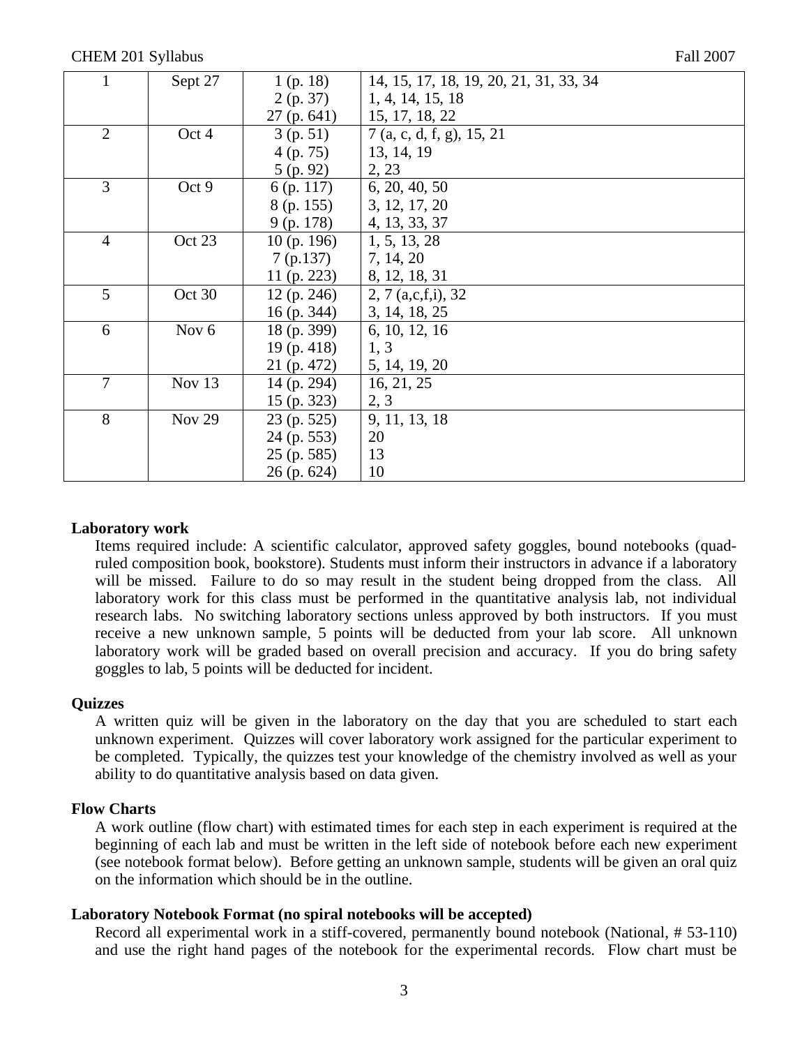| 1 | Sept 27 | 1 (p. 18)<br>2 (p. 37)<br>27 (p. 641) | 14, 15, 17, 18, 19, 20, 21, 31, 33, 34<br>1, 4, 14, 15, 18<br>15, 17, 18, 22 |
|---|---|---|---|
| 2 | Oct 4 | 3 (p. 51)<br>4 (p. 75)<br>5 (p. 92) | 7 (a, c, d, f, g), 15, 21<br>13, 14, 19<br>2, 23 |
| 3 | Oct 9 | 6 (p. 117)<br>8 (p. 155)<br>9 (p. 178) | 6, 20, 40, 50<br>3, 12, 17, 20<br>4, 13, 33, 37 |
| 4 | Oct 23 | 10 (p. 196)<br>7 (p.137)<br>11 (p. 223) | 1, 5, 13, 28<br>7, 14, 20<br>8, 12, 18, 31 |
| 5 | Oct 30 | 12 (p. 246)<br>16 (p. 344) | 2, 7 (a,c,f,i), 32<br>3, 14, 18, 25 |
| 6 | Nov 6 | 18 (p. 399)<br>19 (p. 418)<br>21 (p. 472) | 6, 10, 12, 16<br>1, 3<br>5, 14, 19, 20 |
| 7 | Nov 13 | 14 (p. 294)<br>15 (p. 323) | 16, 21, 25<br>2, 3 |
| 8 | Nov 29 | 23 (p. 525)<br>24 (p. 553)<br>25 (p. 585)<br>26 (p. 624) | 9, 11, 13, 18<br>20<br>13<br>10 |

**Laboratory work**

Items required include: A scientific calculator, approved safety goggles, bound notebooks (quad-ruled composition book, bookstore). Students must inform their instructors in advance if a laboratory will be missed. Failure to do so may result in the student being dropped from the class. All laboratory work for this class must be performed in the quantitative analysis lab, not individual research labs. No switching laboratory sections unless approved by both instructors. If you must receive a new unknown sample, 5 points will be deducted from your lab score. All unknown laboratory work will be graded based on overall precision and accuracy. If you do bring safety goggles to lab, 5 points will be deducted for incident.

**Quizzes**

A written quiz will be given in the laboratory on the day that you are scheduled to start each unknown experiment. Quizzes will cover laboratory work assigned for the particular experiment to be completed. Typically, the quizzes test your knowledge of the chemistry involved as well as your ability to do quantitative analysis based on data given.

**Flow Charts**

A work outline (flow chart) with estimated times for each step in each experiment is required at the beginning of each lab and must be written in the left side of notebook before each new experiment (see notebook format below). Before getting an unknown sample, students will be given an oral quiz on the information which should be in the outline.

**Laboratory Notebook Format (no spiral notebooks will be accepted)**

Record all experimental work in a stiff-covered, permanently bound notebook (National, # 53-110) and use the right hand pages of the notebook for the experimental records. Flow chart must be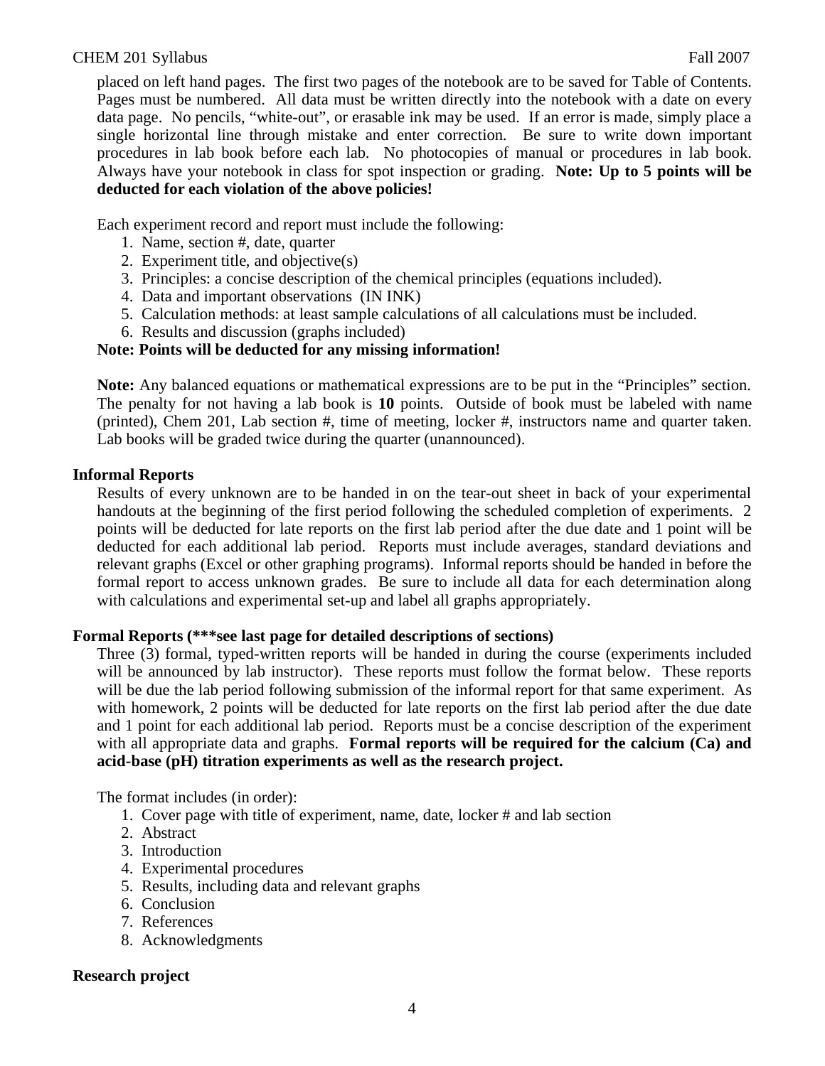placed on left hand pages. The first two pages of the notebook are to be saved for Table of Contents. Pages must be numbered. All data must be written directly into the notebook with a date on every data page. No pencils, "white-out", or erasable ink may be used. If an error is made, simply place a single horizontal line through mistake and enter correction. Be sure to write down important procedures in lab book before each lab. No photocopies of manual or procedures in lab book. Always have your notebook in class for spot inspection or grading. **Note: Up to 5 points will be deducted for each violation of the above policies!**

Each experiment record and report must include the following:

1. Name, section #, date, quarter
2. Experiment title, and objective(s)
3. Principles: a concise description of the chemical principles (equations included).
4. Data and important observations (IN INK)
5. Calculation methods: at least sample calculations of all calculations must be included.
6. Results and discussion (graphs included)

**Note: Points will be deducted for any missing information!**

**Note:** Any balanced equations or mathematical expressions are to be put in the "Principles" section. The penalty for not having a lab book is **10** points. Outside of book must be labeled with name (printed), Chem 201, Lab section #, time of meeting, locker #, instructors name and quarter taken. Lab books will be graded twice during the quarter (unannounced).

### Informal Reports

Results of every unknown are to be handed in on the tear-out sheet in back of your experimental handouts at the beginning of the first period following the scheduled completion of experiments. 2 points will be deducted for late reports on the first lab period after the due date and 1 point will be deducted for each additional lab period. Reports must include averages, standard deviations and relevant graphs (Excel or other graphing programs). Informal reports should be handed in before the formal report to access unknown grades. Be sure to include all data for each determination along with calculations and experimental set-up and label all graphs appropriately.

### Formal Reports (***see last page for detailed descriptions of sections)

Three (3) formal, typed-written reports will be handed in during the course (experiments included will be announced by lab instructor). These reports must follow the format below. These reports will be due the lab period following submission of the informal report for that same experiment. As with homework, 2 points will be deducted for late reports on the first lab period after the due date and 1 point for each additional lab period. Reports must be a concise description of the experiment with all appropriate data and graphs. **Formal reports will be required for the calcium (Ca) and acid-base (pH) titration experiments as well as the research project.**

The format includes (in order):

1. Cover page with title of experiment, name, date, locker # and lab section
2. Abstract
3. Introduction
4. Experimental procedures
5. Results, including data and relevant graphs
6. Conclusion
7. References
8. Acknowledgments

### Research project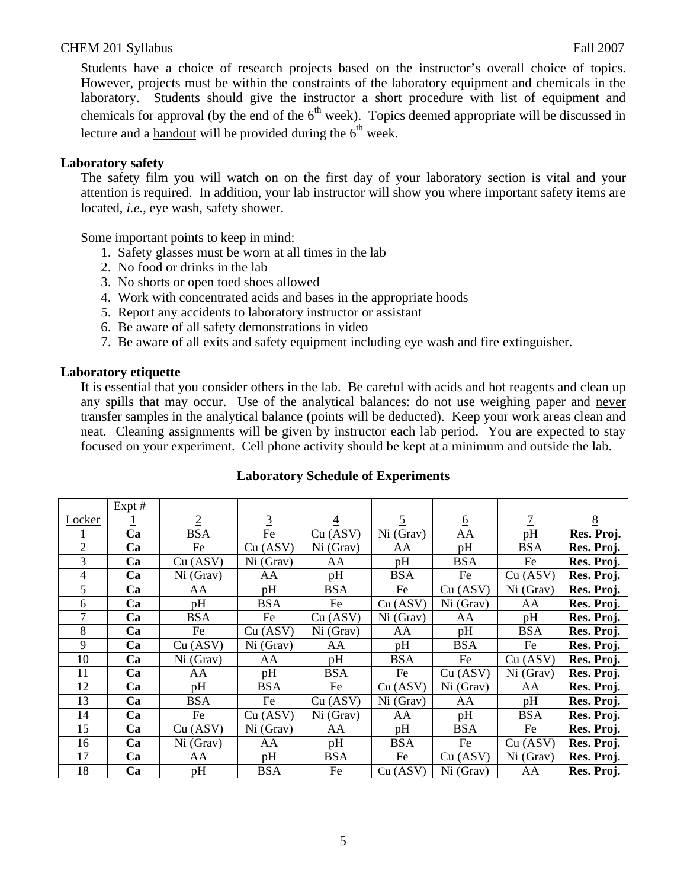Students have a choice of research projects based on the instructor's overall choice of topics. However, projects must be within the constraints of the laboratory equipment and chemicals in the laboratory. Students should give the instructor a short procedure with list of equipment and chemicals for approval (by the end of the 6th week). Topics deemed appropriate will be discussed in lecture and a handout will be provided during the 6th week.

**Laboratory safety**

The safety film you will watch on on the first day of your laboratory section is vital and your attention is required. In addition, your lab instructor will show you where important safety items are located, *i.e.*, eye wash, safety shower.

Some important points to keep in mind:

1. Safety glasses must be worn at all times in the lab
2. No food or drinks in the lab
3. No shorts or open toed shoes allowed
4. Work with concentrated acids and bases in the appropriate hoods
5. Report any accidents to laboratory instructor or assistant
6. Be aware of all safety demonstrations in video
7. Be aware of all exits and safety equipment including eye wash and fire extinguisher.

**Laboratory etiquette**

It is essential that you consider others in the lab. Be careful with acids and hot reagents and clean up any spills that may occur. Use of the analytical balances: do not use weighing paper and never transfer samples in the analytical balance (points will be deducted). Keep your work areas clean and neat. Cleaning assignments will be given by instructor each lab period. You are expected to stay focused on your experiment. Cell phone activity should be kept at a minimum and outside the lab.

**Laboratory Schedule of Experiments**

| | Expt # | | | | | | | |
|---|---|---|---|---|---|---|---|---|
| Locker | 1 | 2 | 3 | 4 | 5 | 6 | 7 | 8 |
| 1 | **Ca** | BSA | Fe | Cu (ASV) | Ni (Grav) | AA | pH | **Res. Proj.** |
| 2 | **Ca** | Fe | Cu (ASV) | Ni (Grav) | AA | pH | BSA | **Res. Proj.** |
| 3 | **Ca** | Cu (ASV) | Ni (Grav) | AA | pH | BSA | Fe | **Res. Proj.** |
| 4 | **Ca** | Ni (Grav) | AA | pH | BSA | Fe | Cu (ASV) | **Res. Proj.** |
| 5 | **Ca** | AA | pH | BSA | Fe | Cu (ASV) | Ni (Grav) | **Res. Proj.** |
| 6 | **Ca** | pH | BSA | Fe | Cu (ASV) | Ni (Grav) | AA | **Res. Proj.** |
| 7 | **Ca** | BSA | Fe | Cu (ASV) | Ni (Grav) | AA | pH | **Res. Proj.** |
| 8 | **Ca** | Fe | Cu (ASV) | Ni (Grav) | AA | pH | BSA | **Res. Proj.** |
| 9 | **Ca** | Cu (ASV) | Ni (Grav) | AA | pH | BSA | Fe | **Res. Proj.** |
| 10 | **Ca** | Ni (Grav) | AA | pH | BSA | Fe | Cu (ASV) | **Res. Proj.** |
| 11 | **Ca** | AA | pH | BSA | Fe | Cu (ASV) | Ni (Grav) | **Res. Proj.** |
| 12 | **Ca** | pH | BSA | Fe | Cu (ASV) | Ni (Grav) | AA | **Res. Proj.** |
| 13 | **Ca** | BSA | Fe | Cu (ASV) | Ni (Grav) | AA | pH | **Res. Proj.** |
| 14 | **Ca** | Fe | Cu (ASV) | Ni (Grav) | AA | pH | BSA | **Res. Proj.** |
| 15 | **Ca** | Cu (ASV) | Ni (Grav) | AA | pH | BSA | Fe | **Res. Proj.** |
| 16 | **Ca** | Ni (Grav) | AA | pH | BSA | Fe | Cu (ASV) | **Res. Proj.** |
| 17 | **Ca** | AA | pH | BSA | Fe | Cu (ASV) | Ni (Grav) | **Res. Proj.** |
| 18 | **Ca** | pH | BSA | Fe | Cu (ASV) | Ni (Grav) | AA | **Res. Proj.** |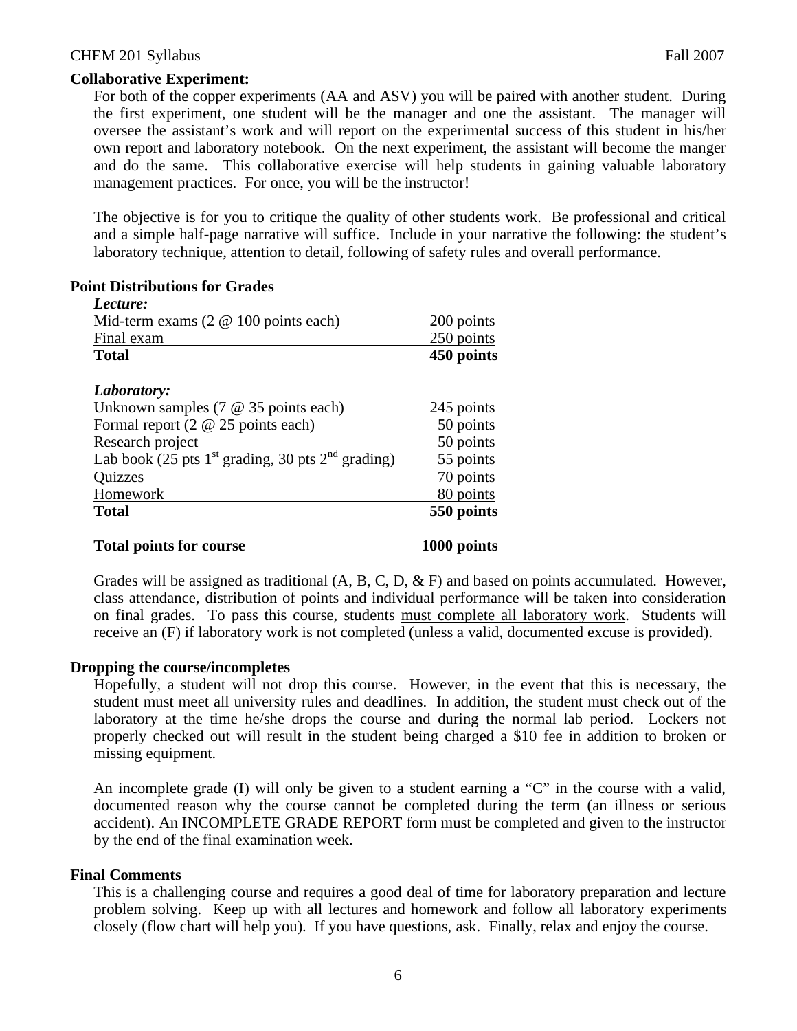**Collaborative Experiment:**

For both of the copper experiments (AA and ASV) you will be paired with another student. During the first experiment, one student will be the manager and one the assistant. The manager will oversee the assistant's work and will report on the experimental success of this student in his/her own report and laboratory notebook. On the next experiment, the assistant will become the manger and do the same. This collaborative exercise will help students in gaining valuable laboratory management practices. For once, you will be the instructor!

The objective is for you to critique the quality of other students work. Be professional and critical and a simple half-page narrative will suffice. Include in your narrative the following: the student's laboratory technique, attention to detail, following of safety rules and overall performance.

**Point Distributions for Grades**

| ***Lecture:*** | |
|---|---|
| Mid-term exams (2 @ 100 points each) | 200 points |
| Final exam | 250 points |
| **Total** | **450 points** |
| | |
| ***Laboratory:*** | |
| Unknown samples (7 @ 35 points each) | 245 points |
| Formal report (2 @ 25 points each) | 50 points |
| Research project | 50 points |
| Lab book (25 pts 1st grading, 30 pts 2nd grading) | 55 points |
| Quizzes | 70 points |
| Homework | 80 points |
| **Total** | **550 points** |
| | |
| **Total points for course** | **1000 points** |

Grades will be assigned as traditional (A, B, C, D, & F) and based on points accumulated. However, class attendance, distribution of points and individual performance will be taken into consideration on final grades. To pass this course, students must complete all laboratory work. Students will receive an (F) if laboratory work is not completed (unless a valid, documented excuse is provided).

**Dropping the course/incompletes**

Hopefully, a student will not drop this course. However, in the event that this is necessary, the student must meet all university rules and deadlines. In addition, the student must check out of the laboratory at the time he/she drops the course and during the normal lab period. Lockers not properly checked out will result in the student being charged a $10 fee in addition to broken or missing equipment.

An incomplete grade (I) will only be given to a student earning a "C" in the course with a valid, documented reason why the course cannot be completed during the term (an illness or serious accident). An INCOMPLETE GRADE REPORT form must be completed and given to the instructor by the end of the final examination week.

**Final Comments**

This is a challenging course and requires a good deal of time for laboratory preparation and lecture problem solving. Keep up with all lectures and homework and follow all laboratory experiments closely (flow chart will help you). If you have questions, ask. Finally, relax and enjoy the course.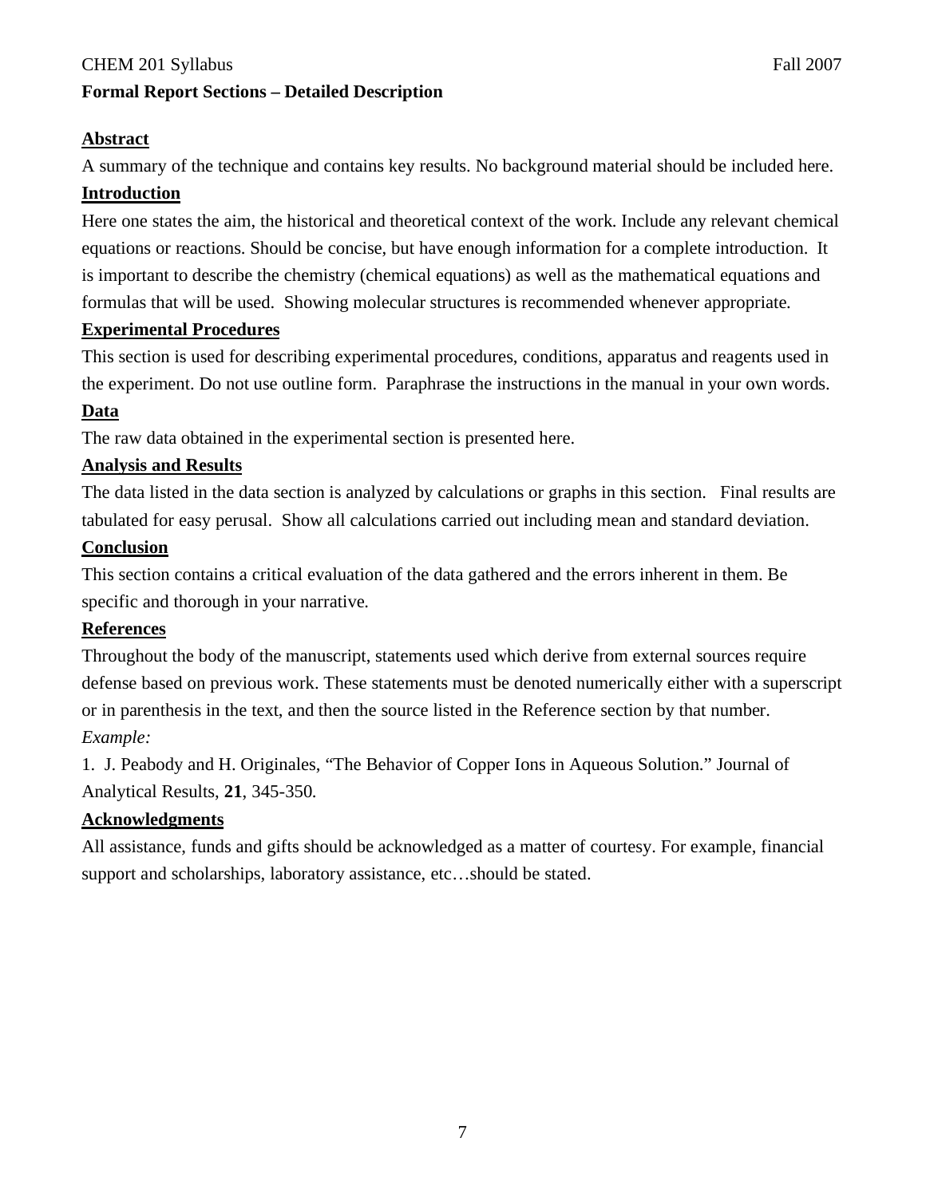## Formal Report Sections – Detailed Description

**Abstract**

A summary of the technique and contains key results. No background material should be included here.

**Introduction**

Here one states the aim, the historical and theoretical context of the work. Include any relevant chemical equations or reactions. Should be concise, but have enough information for a complete introduction. It is important to describe the chemistry (chemical equations) as well as the mathematical equations and formulas that will be used. Showing molecular structures is recommended whenever appropriate.

**Experimental Procedures**

This section is used for describing experimental procedures, conditions, apparatus and reagents used in the experiment. Do not use outline form. Paraphrase the instructions in the manual in your own words.

**Data**

The raw data obtained in the experimental section is presented here.

**Analysis and Results**

The data listed in the data section is analyzed by calculations or graphs in this section. Final results are tabulated for easy perusal. Show all calculations carried out including mean and standard deviation.

**Conclusion**

This section contains a critical evaluation of the data gathered and the errors inherent in them. Be specific and thorough in your narrative.

**References**

Throughout the body of the manuscript, statements used which derive from external sources require defense based on previous work. These statements must be denoted numerically either with a superscript or in parenthesis in the text, and then the source listed in the Reference section by that number.

*Example:*

1. J. Peabody and H. Originales, "The Behavior of Copper Ions in Aqueous Solution." Journal of Analytical Results, **21**, 345-350.

**Acknowledgments**

All assistance, funds and gifts should be acknowledged as a matter of courtesy. For example, financial support and scholarships, laboratory assistance, etc…should be stated.